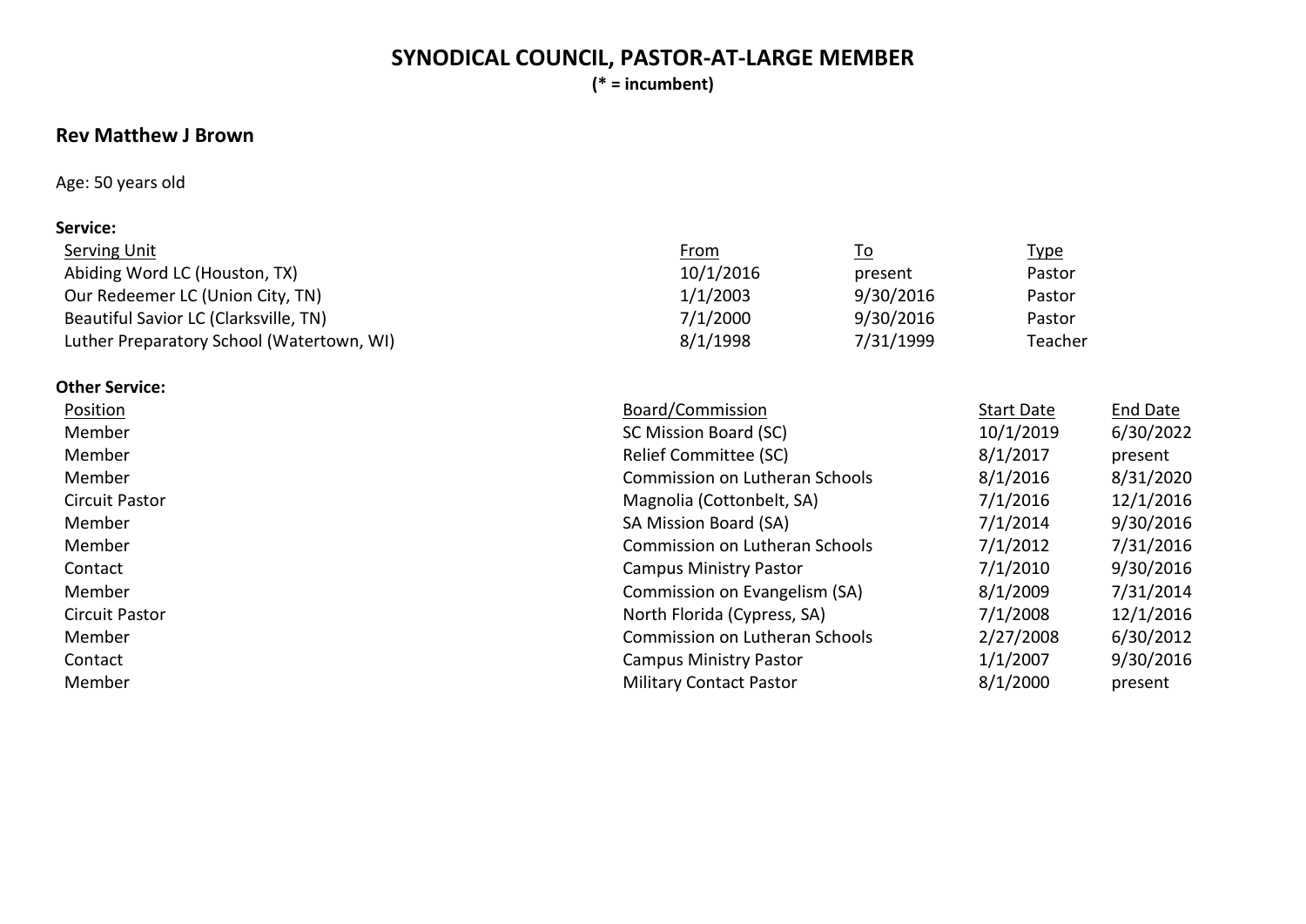# SYNODICAL COUNCIL, PASTOR-AT-LARGE MEMBER

**(* = incumbent)**

## Rev Matthew J Brown

Age: 50 years old

**Service:**

| Serving Unit | From | To | Type |
|---|---|---|---|
| Abiding Word LC (Houston, TX) | 10/1/2016 | present | Pastor |
| Our Redeemer LC (Union City, TN) | 1/1/2003 | 9/30/2016 | Pastor |
| Beautiful Savior LC (Clarksville, TN) | 7/1/2000 | 9/30/2016 | Pastor |
| Luther Preparatory School (Watertown, WI) | 8/1/1998 | 7/31/1999 | Teacher |

**Other Service:**

| Position | Board/Commission | Start Date | End Date |
|---|---|---|---|
| Member | SC Mission Board (SC) | 10/1/2019 | 6/30/2022 |
| Member | Relief Committee (SC) | 8/1/2017 | present |
| Member | Commission on Lutheran Schools | 8/1/2016 | 8/31/2020 |
| Circuit Pastor | Magnolia (Cottonbelt, SA) | 7/1/2016 | 12/1/2016 |
| Member | SA Mission Board (SA) | 7/1/2014 | 9/30/2016 |
| Member | Commission on Lutheran Schools | 7/1/2012 | 7/31/2016 |
| Contact | Campus Ministry Pastor | 7/1/2010 | 9/30/2016 |
| Member | Commission on Evangelism (SA) | 8/1/2009 | 7/31/2014 |
| Circuit Pastor | North Florida (Cypress, SA) | 7/1/2008 | 12/1/2016 |
| Member | Commission on Lutheran Schools | 2/27/2008 | 6/30/2012 |
| Contact | Campus Ministry Pastor | 1/1/2007 | 9/30/2016 |
| Member | Military Contact Pastor | 8/1/2000 | present |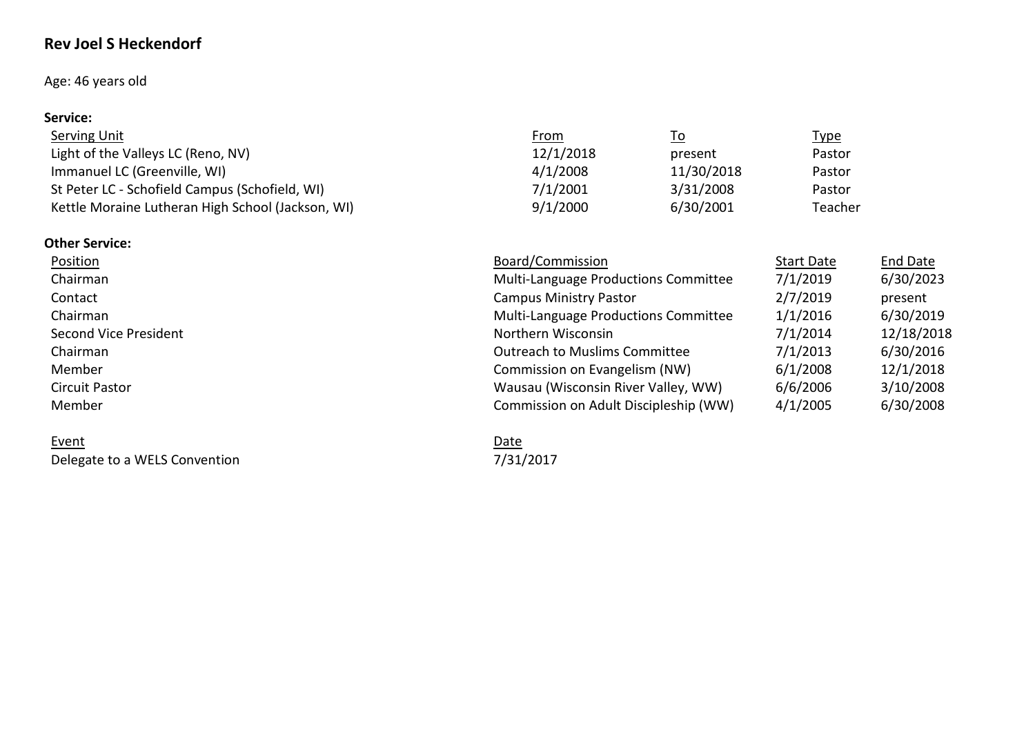## Rev Joel S Heckendorf

Age: 46 years old

**Service:**

| Serving Unit | From | To | Type |
|---|---|---|---|
| Light of the Valleys LC (Reno, NV) | 12/1/2018 | present | Pastor |
| Immanuel LC (Greenville, WI) | 4/1/2008 | 11/30/2018 | Pastor |
| St Peter LC - Schofield Campus (Schofield, WI) | 7/1/2001 | 3/31/2008 | Pastor |
| Kettle Moraine Lutheran High School (Jackson, WI) | 9/1/2000 | 6/30/2001 | Teacher |

**Other Service:**

| Position | Board/Commission | Start Date | End Date |
|---|---|---|---|
| Chairman | Multi-Language Productions Committee | 7/1/2019 | 6/30/2023 |
| Contact | Campus Ministry Pastor | 2/7/2019 | present |
| Chairman | Multi-Language Productions Committee | 1/1/2016 | 6/30/2019 |
| Second Vice President | Northern Wisconsin | 7/1/2014 | 12/18/2018 |
| Chairman | Outreach to Muslims Committee | 7/1/2013 | 6/30/2016 |
| Member | Commission on Evangelism (NW) | 6/1/2008 | 12/1/2018 |
| Circuit Pastor | Wausau (Wisconsin River Valley, WW) | 6/6/2006 | 3/10/2008 |
| Member | Commission on Adult Discipleship (WW) | 4/1/2005 | 6/30/2008 |

| Event | Date |
|---|---|
| Delegate to a WELS Convention | 7/31/2017 |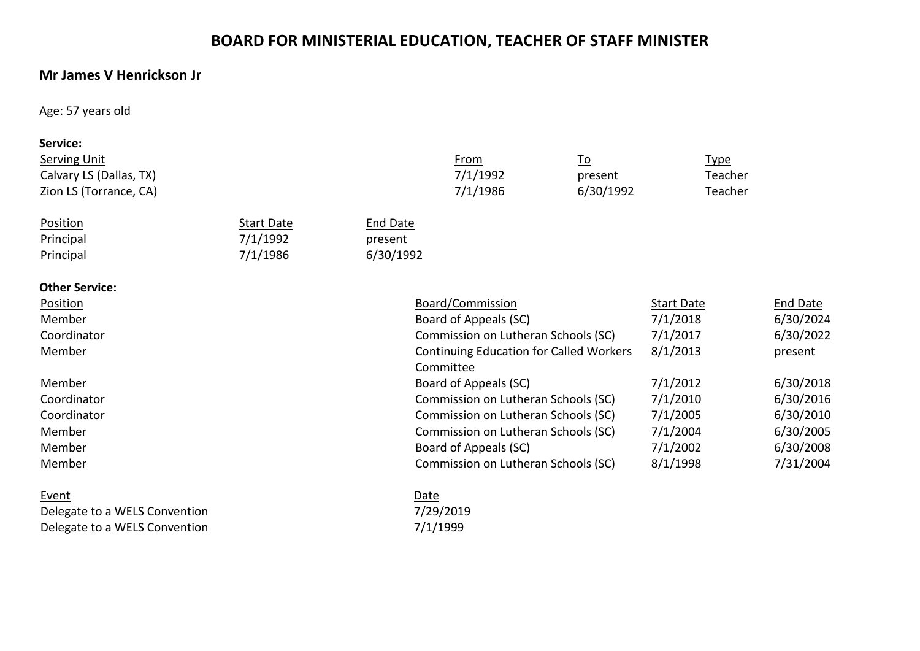# BOARD FOR MINISTERIAL EDUCATION, TEACHER OF STAFF MINISTER

## Mr James V Henrickson Jr

Age: 57 years old

**Service:**

| Serving Unit | From | To | Type |
|---|---|---|---|
| Calvary LS (Dallas, TX) | 7/1/1992 | present | Teacher |
| Zion LS (Torrance, CA) | 7/1/1986 | 6/30/1992 | Teacher |

| Position | Start Date | End Date |
|---|---|---|
| Principal | 7/1/1992 | present |
| Principal | 7/1/1986 | 6/30/1992 |

**Other Service:**

| Position | Board/Commission | Start Date | End Date |
|---|---|---|---|
| Member | Board of Appeals (SC) | 7/1/2018 | 6/30/2024 |
| Coordinator | Commission on Lutheran Schools (SC) | 7/1/2017 | 6/30/2022 |
| Member | Continuing Education for Called Workers Committee | 8/1/2013 | present |
| Member | Board of Appeals (SC) | 7/1/2012 | 6/30/2018 |
| Coordinator | Commission on Lutheran Schools (SC) | 7/1/2010 | 6/30/2016 |
| Coordinator | Commission on Lutheran Schools (SC) | 7/1/2005 | 6/30/2010 |
| Member | Commission on Lutheran Schools (SC) | 7/1/2004 | 6/30/2005 |
| Member | Board of Appeals (SC) | 7/1/2002 | 6/30/2008 |
| Member | Commission on Lutheran Schools (SC) | 8/1/1998 | 7/31/2004 |

| Event | Date |
|---|---|
| Delegate to a WELS Convention | 7/29/2019 |
| Delegate to a WELS Convention | 7/1/1999 |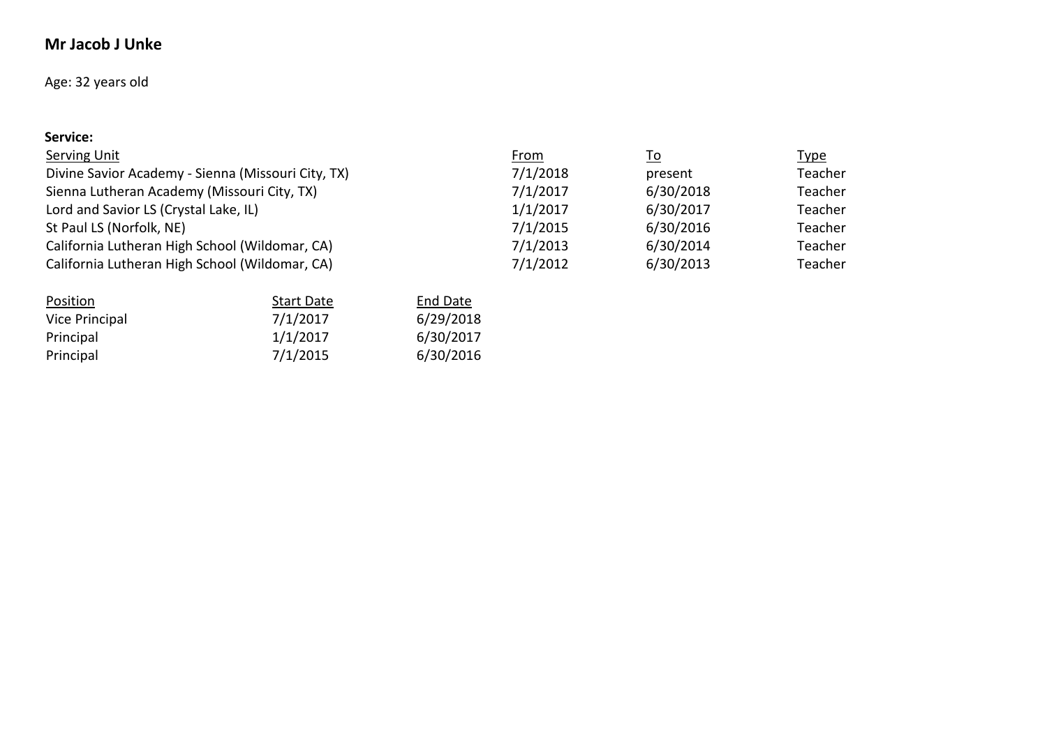**Mr Jacob J Unke**

Age: 32 years old

**Service:**

| Serving Unit | From | To | Type |
|---|---|---|---|
| Divine Savior Academy - Sienna (Missouri City, TX) | 7/1/2018 | present | Teacher |
| Sienna Lutheran Academy (Missouri City, TX) | 7/1/2017 | 6/30/2018 | Teacher |
| Lord and Savior LS (Crystal Lake, IL) | 1/1/2017 | 6/30/2017 | Teacher |
| St Paul LS (Norfolk, NE) | 7/1/2015 | 6/30/2016 | Teacher |
| California Lutheran High School (Wildomar, CA) | 7/1/2013 | 6/30/2014 | Teacher |
| California Lutheran High School (Wildomar, CA) | 7/1/2012 | 6/30/2013 | Teacher |

| Position | Start Date | End Date |
|---|---|---|
| Vice Principal | 7/1/2017 | 6/29/2018 |
| Principal | 1/1/2017 | 6/30/2017 |
| Principal | 7/1/2015 | 6/30/2016 |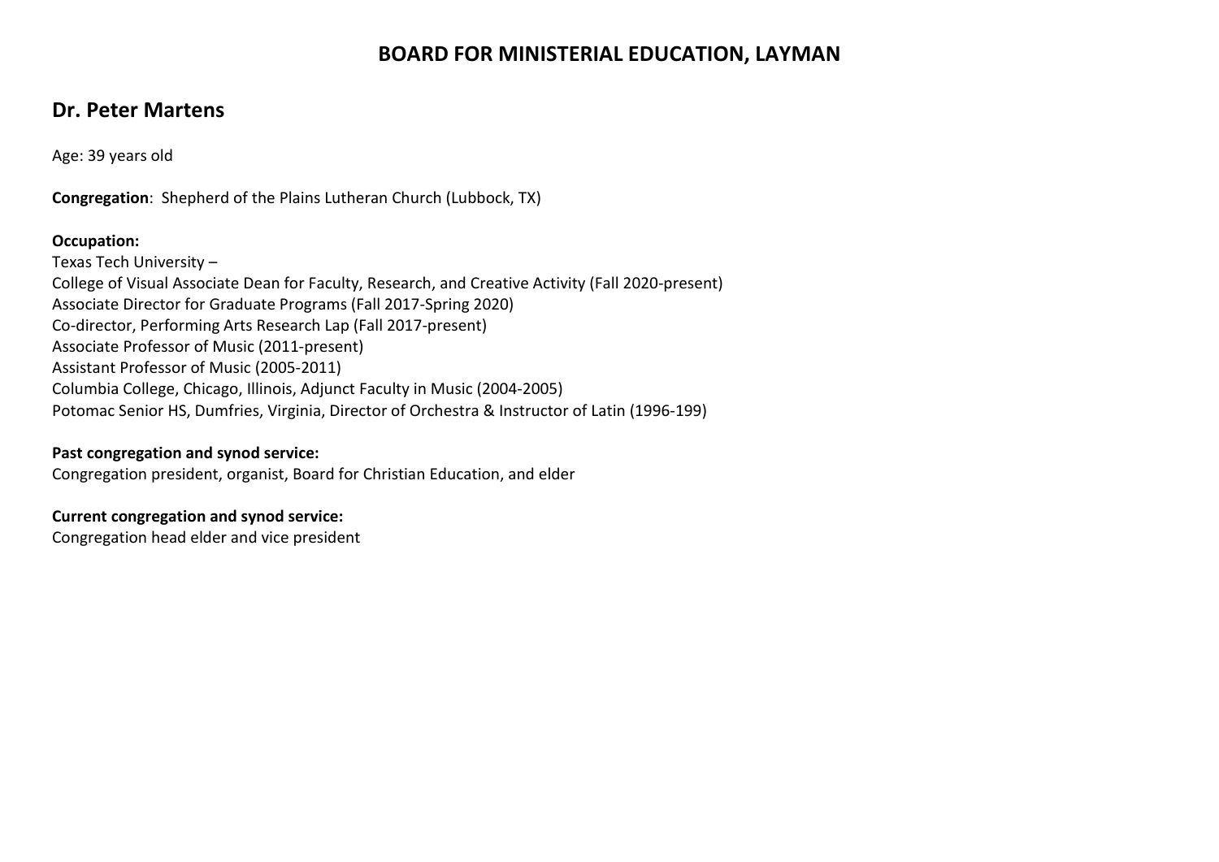# BOARD FOR MINISTERIAL EDUCATION, LAYMAN

## Dr. Peter Martens

Age: 39 years old

**Congregation**: Shepherd of the Plains Lutheran Church (Lubbock, TX)

**Occupation:**
Texas Tech University –
College of Visual Associate Dean for Faculty, Research, and Creative Activity (Fall 2020-present)
Associate Director for Graduate Programs (Fall 2017-Spring 2020)
Co-director, Performing Arts Research Lap (Fall 2017-present)
Associate Professor of Music (2011-present)
Assistant Professor of Music (2005-2011)
Columbia College, Chicago, Illinois, Adjunct Faculty in Music (2004-2005)
Potomac Senior HS, Dumfries, Virginia, Director of Orchestra & Instructor of Latin (1996-199)

**Past congregation and synod service:**
Congregation president, organist, Board for Christian Education, and elder

**Current congregation and synod service:**
Congregation head elder and vice president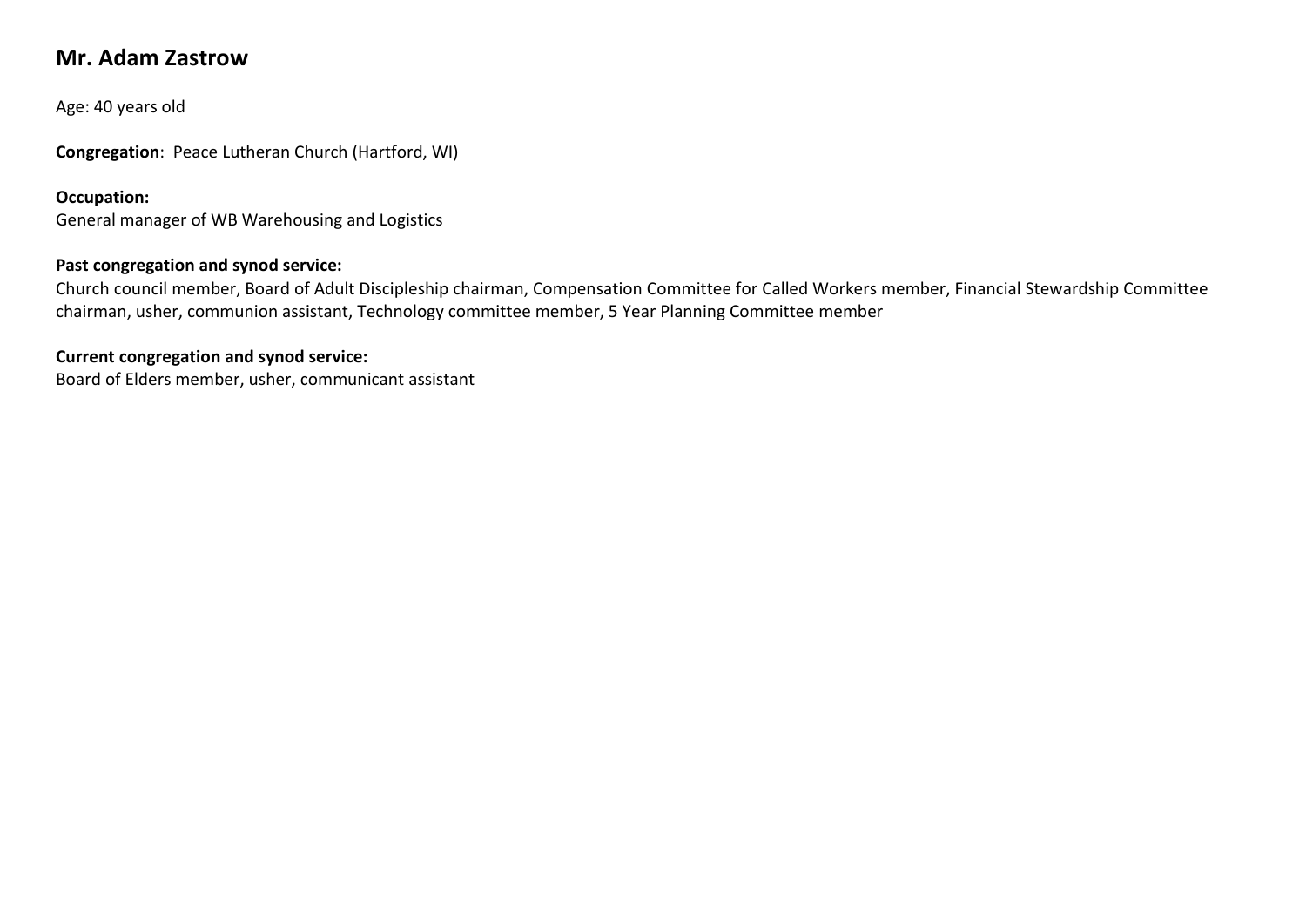## Mr. Adam Zastrow

Age: 40 years old

**Congregation**: Peace Lutheran Church (Hartford, WI)

**Occupation:**
General manager of WB Warehousing and Logistics

**Past congregation and synod service:**
Church council member, Board of Adult Discipleship chairman, Compensation Committee for Called Workers member, Financial Stewardship Committee chairman, usher, communion assistant, Technology committee member, 5 Year Planning Committee member

**Current congregation and synod service:**
Board of Elders member, usher, communicant assistant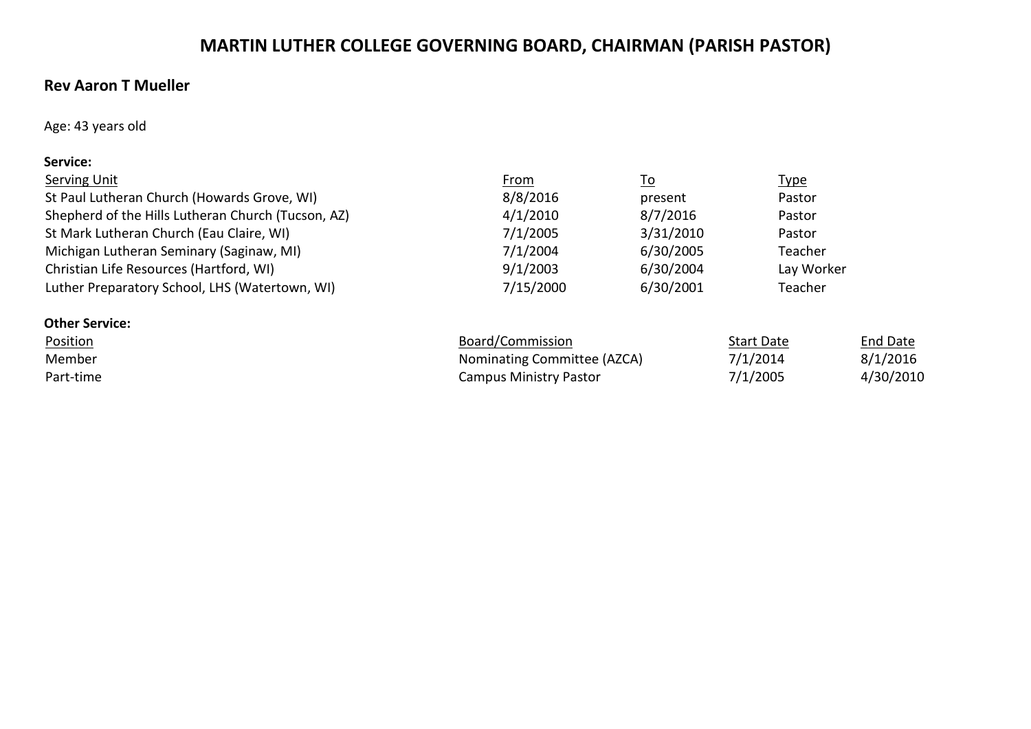# MARTIN LUTHER COLLEGE GOVERNING BOARD, CHAIRMAN (PARISH PASTOR)

## Rev Aaron T Mueller

Age: 43 years old

**Service:**

| Serving Unit | From | To | Type |
|---|---|---|---|
| St Paul Lutheran Church (Howards Grove, WI) | 8/8/2016 | present | Pastor |
| Shepherd of the Hills Lutheran Church (Tucson, AZ) | 4/1/2010 | 8/7/2016 | Pastor |
| St Mark Lutheran Church (Eau Claire, WI) | 7/1/2005 | 3/31/2010 | Pastor |
| Michigan Lutheran Seminary (Saginaw, MI) | 7/1/2004 | 6/30/2005 | Teacher |
| Christian Life Resources (Hartford, WI) | 9/1/2003 | 6/30/2004 | Lay Worker |
| Luther Preparatory School, LHS (Watertown, WI) | 7/15/2000 | 6/30/2001 | Teacher |

**Other Service:**

| Position | Board/Commission | Start Date | End Date |
|---|---|---|---|
| Member | Nominating Committee (AZCA) | 7/1/2014 | 8/1/2016 |
| Part-time | Campus Ministry Pastor | 7/1/2005 | 4/30/2010 |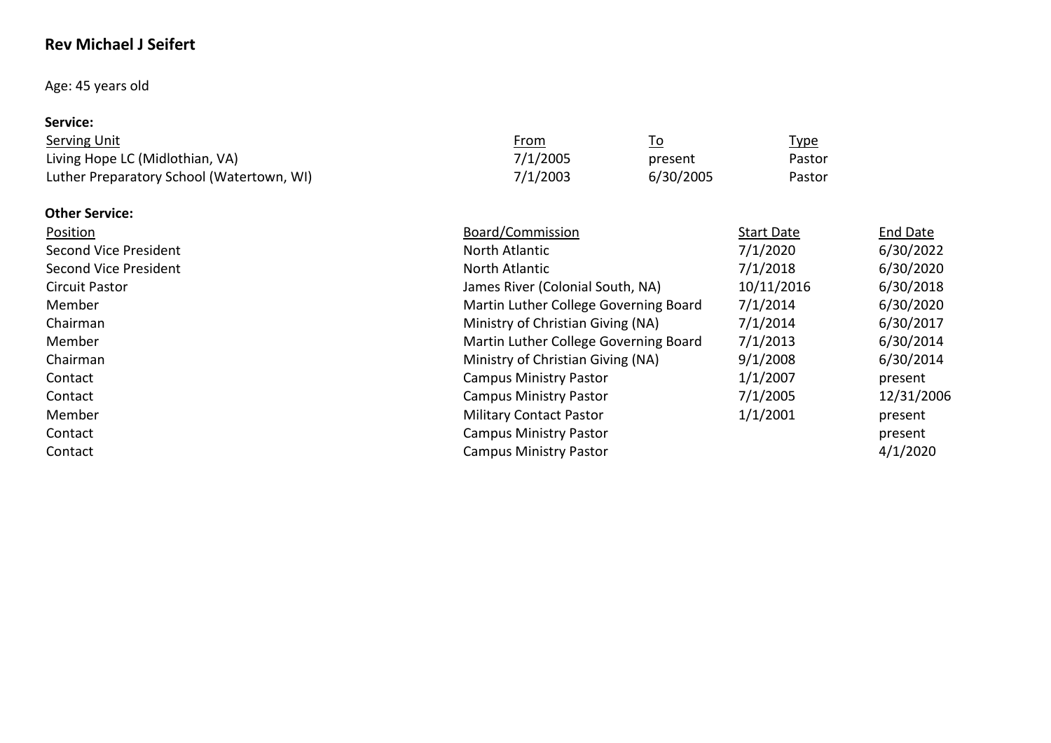**Rev Michael J Seifert**

Age: 45 years old

**Service:**

| Serving Unit | From | To | Type |
|---|---|---|---|
| Living Hope LC (Midlothian, VA) | 7/1/2005 | present | Pastor |
| Luther Preparatory School (Watertown, WI) | 7/1/2003 | 6/30/2005 | Pastor |

**Other Service:**

| Position | Board/Commission | Start Date | End Date |
|---|---|---|---|
| Second Vice President | North Atlantic | 7/1/2020 | 6/30/2022 |
| Second Vice President | North Atlantic | 7/1/2018 | 6/30/2020 |
| Circuit Pastor | James River (Colonial South, NA) | 10/11/2016 | 6/30/2018 |
| Member | Martin Luther College Governing Board | 7/1/2014 | 6/30/2020 |
| Chairman | Ministry of Christian Giving (NA) | 7/1/2014 | 6/30/2017 |
| Member | Martin Luther College Governing Board | 7/1/2013 | 6/30/2014 |
| Chairman | Ministry of Christian Giving (NA) | 9/1/2008 | 6/30/2014 |
| Contact | Campus Ministry Pastor | 1/1/2007 | present |
| Contact | Campus Ministry Pastor | 7/1/2005 | 12/31/2006 |
| Member | Military Contact Pastor | 1/1/2001 | present |
| Contact | Campus Ministry Pastor | | present |
| Contact | Campus Ministry Pastor | | 4/1/2020 |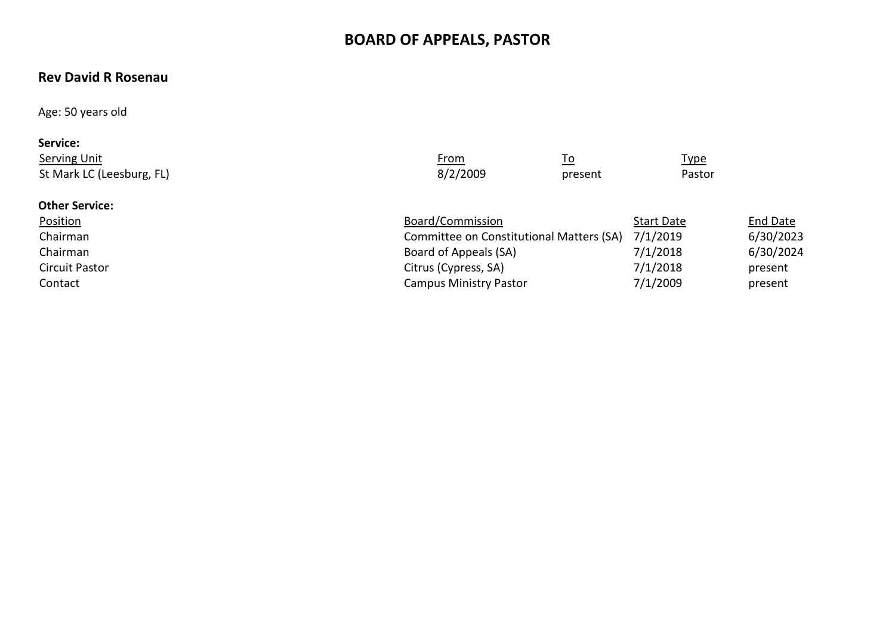# BOARD OF APPEALS, PASTOR

## Rev David R Rosenau

Age: 50 years old

**Service:**

| Serving Unit | From | To | Type |
| --- | --- | --- | --- |
| St Mark LC (Leesburg, FL) | 8/2/2009 | present | Pastor |

**Other Service:**

| Position | Board/Commission | Start Date | End Date |
| --- | --- | --- | --- |
| Chairman | Committee on Constitutional Matters (SA) | 7/1/2019 | 6/30/2023 |
| Chairman | Board of Appeals (SA) | 7/1/2018 | 6/30/2024 |
| Circuit Pastor | Citrus (Cypress, SA) | 7/1/2018 | present |
| Contact | Campus Ministry Pastor | 7/1/2009 | present |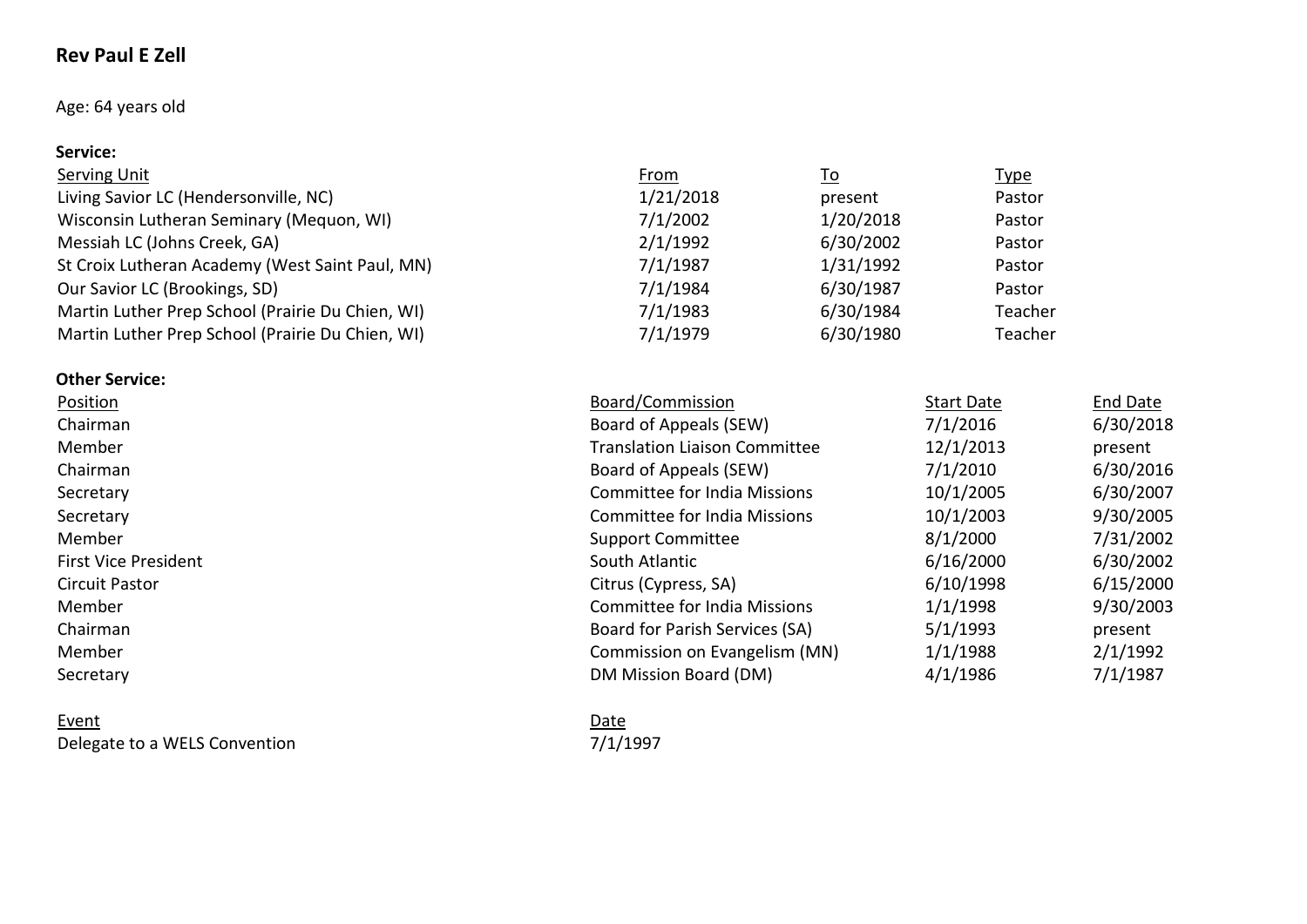## Rev Paul E Zell

Age: 64 years old

**Service:**

| Serving Unit | From | To | Type |
|---|---|---|---|
| Living Savior LC (Hendersonville, NC) | 1/21/2018 | present | Pastor |
| Wisconsin Lutheran Seminary (Mequon, WI) | 7/1/2002 | 1/20/2018 | Pastor |
| Messiah LC (Johns Creek, GA) | 2/1/1992 | 6/30/2002 | Pastor |
| St Croix Lutheran Academy (West Saint Paul, MN) | 7/1/1987 | 1/31/1992 | Pastor |
| Our Savior LC (Brookings, SD) | 7/1/1984 | 6/30/1987 | Pastor |
| Martin Luther Prep School (Prairie Du Chien, WI) | 7/1/1983 | 6/30/1984 | Teacher |
| Martin Luther Prep School (Prairie Du Chien, WI) | 7/1/1979 | 6/30/1980 | Teacher |

**Other Service:**

| Position | Board/Commission | Start Date | End Date |
|---|---|---|---|
| Chairman | Board of Appeals (SEW) | 7/1/2016 | 6/30/2018 |
| Member | Translation Liaison Committee | 12/1/2013 | present |
| Chairman | Board of Appeals (SEW) | 7/1/2010 | 6/30/2016 |
| Secretary | Committee for India Missions | 10/1/2005 | 6/30/2007 |
| Secretary | Committee for India Missions | 10/1/2003 | 9/30/2005 |
| Member | Support Committee | 8/1/2000 | 7/31/2002 |
| First Vice President | South Atlantic | 6/16/2000 | 6/30/2002 |
| Circuit Pastor | Citrus (Cypress, SA) | 6/10/1998 | 6/15/2000 |
| Member | Committee for India Missions | 1/1/1998 | 9/30/2003 |
| Chairman | Board for Parish Services (SA) | 5/1/1993 | present |
| Member | Commission on Evangelism (MN) | 1/1/1988 | 2/1/1992 |
| Secretary | DM Mission Board (DM) | 4/1/1986 | 7/1/1987 |

| Event | Date |
|---|---|
| Delegate to a WELS Convention | 7/1/1997 |